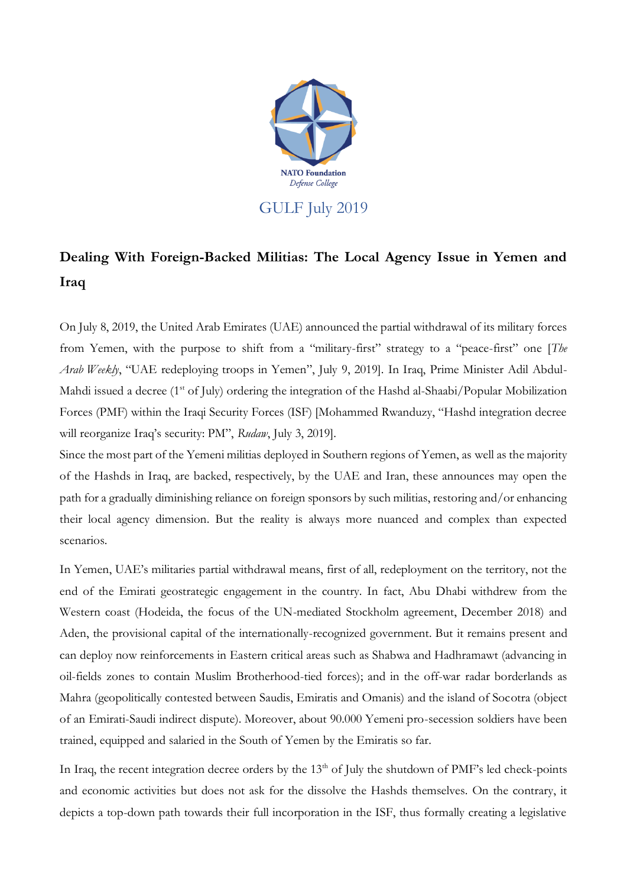NATO Foundation
*Defense College*

GULF July 2019

# Dealing With Foreign-Backed Militias: The Local Agency Issue in Yemen and Iraq

On July 8, 2019, the United Arab Emirates (UAE) announced the partial withdrawal of its military forces from Yemen, with the purpose to shift from a "military-first" strategy to a "peace-first" one [*The Arab Weekly*, "UAE redeploying troops in Yemen", July 9, 2019]. In Iraq, Prime Minister Adil Abdul-Mahdi issued a decree (1st of July) ordering the integration of the Hashd al-Shaabi/Popular Mobilization Forces (PMF) within the Iraqi Security Forces (ISF) [Mohammed Rwanduzy, "Hashd integration decree will reorganize Iraq's security: PM", *Rudaw*, July 3, 2019].

Since the most part of the Yemeni militias deployed in Southern regions of Yemen, as well as the majority of the Hashds in Iraq, are backed, respectively, by the UAE and Iran, these announces may open the path for a gradually diminishing reliance on foreign sponsors by such militias, restoring and/or enhancing their local agency dimension. But the reality is always more nuanced and complex than expected scenarios.

In Yemen, UAE's militaries partial withdrawal means, first of all, redeployment on the territory, not the end of the Emirati geostrategic engagement in the country. In fact, Abu Dhabi withdrew from the Western coast (Hodeida, the focus of the UN-mediated Stockholm agreement, December 2018) and Aden, the provisional capital of the internationally-recognized government. But it remains present and can deploy now reinforcements in Eastern critical areas such as Shabwa and Hadhramawt (advancing in oil-fields zones to contain Muslim Brotherhood-tied forces); and in the off-war radar borderlands as Mahra (geopolitically contested between Saudis, Emiratis and Omanis) and the island of Socotra (object of an Emirati-Saudi indirect dispute). Moreover, about 90.000 Yemeni pro-secession soldiers have been trained, equipped and salaried in the South of Yemen by the Emiratis so far.

In Iraq, the recent integration decree orders by the 13th of July the shutdown of PMF's led check-points and economic activities but does not ask for the dissolve the Hashds themselves. On the contrary, it depicts a top-down path towards their full incorporation in the ISF, thus formally creating a legislative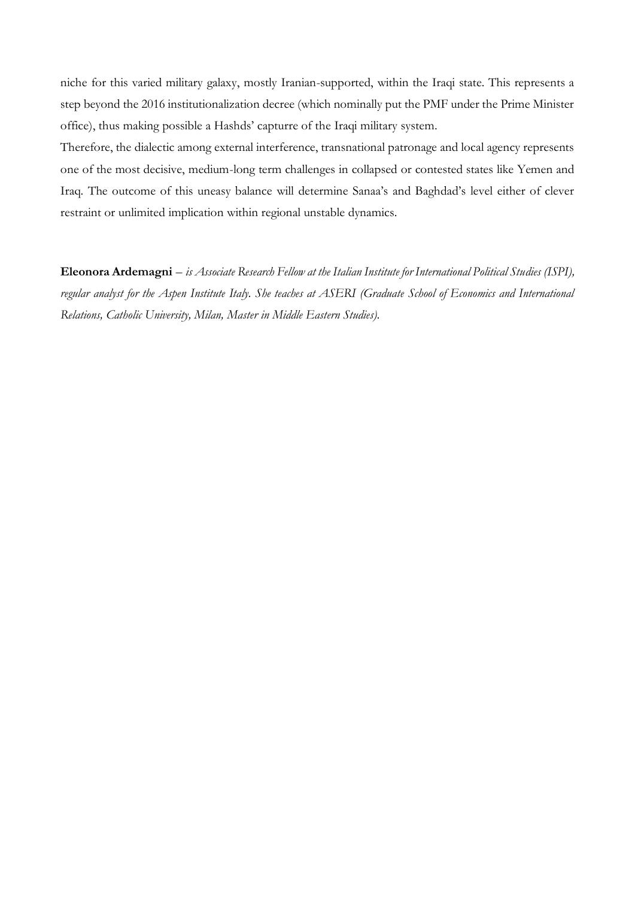niche for this varied military galaxy, mostly Iranian-supported, within the Iraqi state. This represents a step beyond the 2016 institutionalization decree (which nominally put the PMF under the Prime Minister office), thus making possible a Hashds' capturre of the Iraqi military system.

Therefore, the dialectic among external interference, transnational patronage and local agency represents one of the most decisive, medium-long term challenges in collapsed or contested states like Yemen and Iraq. The outcome of this uneasy balance will determine Sanaa's and Baghdad's level either of clever restraint or unlimited implication within regional unstable dynamics.

**Eleonora Ardemagni** – *is Associate Research Fellow at the Italian Institute for International Political Studies (ISPI), regular analyst for the Aspen Institute Italy. She teaches at ASERI (Graduate School of Economics and International Relations, Catholic University, Milan, Master in Middle Eastern Studies).*